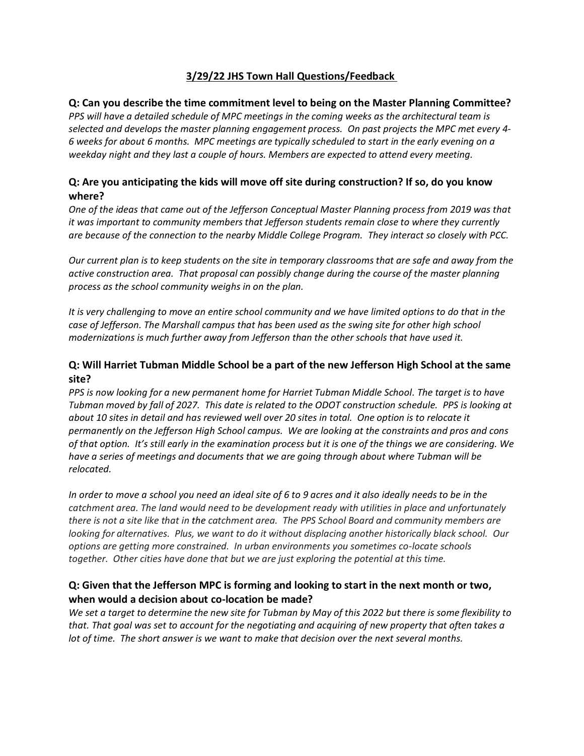# 3/29/22 JHS Town Hall Questions/Feedback

### Q: Can you describe the time commitment level to being on the Master Planning Committee?

*PPS will have a detailed schedule of MPC meetings in the coming weeks as the architectural team is selected and develops the master planning engagement process. On past projects the MPC met every 4-6 weeks for about 6 months. MPC meetings are typically scheduled to start in the early evening on a weekday night and they last a couple of hours. Members are expected to attend every meeting.*

### Q: Are you anticipating the kids will move off site during construction? If so, do you know where?

*One of the ideas that came out of the Jefferson Conceptual Master Planning process from 2019 was that it was important to community members that Jefferson students remain close to where they currently are because of the connection to the nearby Middle College Program. They interact so closely with PCC.*

*Our current plan is to keep students on the site in temporary classrooms that are safe and away from the active construction area. That proposal can possibly change during the course of the master planning process as the school community weighs in on the plan.*

*It is very challenging to move an entire school community and we have limited options to do that in the case of Jefferson. The Marshall campus that has been used as the swing site for other high school modernizations is much further away from Jefferson than the other schools that have used it.*

### Q: Will Harriet Tubman Middle School be a part of the new Jefferson High School at the same site?

*PPS is now looking for a new permanent home for Harriet Tubman Middle School. The target is to have Tubman moved by fall of 2027. This date is related to the ODOT construction schedule. PPS is looking at about 10 sites in detail and has reviewed well over 20 sites in total. One option is to relocate it permanently on the Jefferson High School campus. We are looking at the constraints and pros and cons of that option. It's still early in the examination process but it is one of the things we are considering. We have a series of meetings and documents that we are going through about where Tubman will be relocated.*

*In order to move a school you need an ideal site of 6 to 9 acres and it also ideally needs to be in the catchment area. The land would need to be development ready with utilities in place and unfortunately there is not a site like that in the catchment area. The PPS School Board and community members are looking for alternatives. Plus, we want to do it without displacing another historically black school. Our options are getting more constrained. In urban environments you sometimes co-locate schools together. Other cities have done that but we are just exploring the potential at this time.*

### Q: Given that the Jefferson MPC is forming and looking to start in the next month or two, when would a decision about co-location be made?

*We set a target to determine the new site for Tubman by May of this 2022 but there is some flexibility to that. That goal was set to account for the negotiating and acquiring of new property that often takes a lot of time. The short answer is we want to make that decision over the next several months.*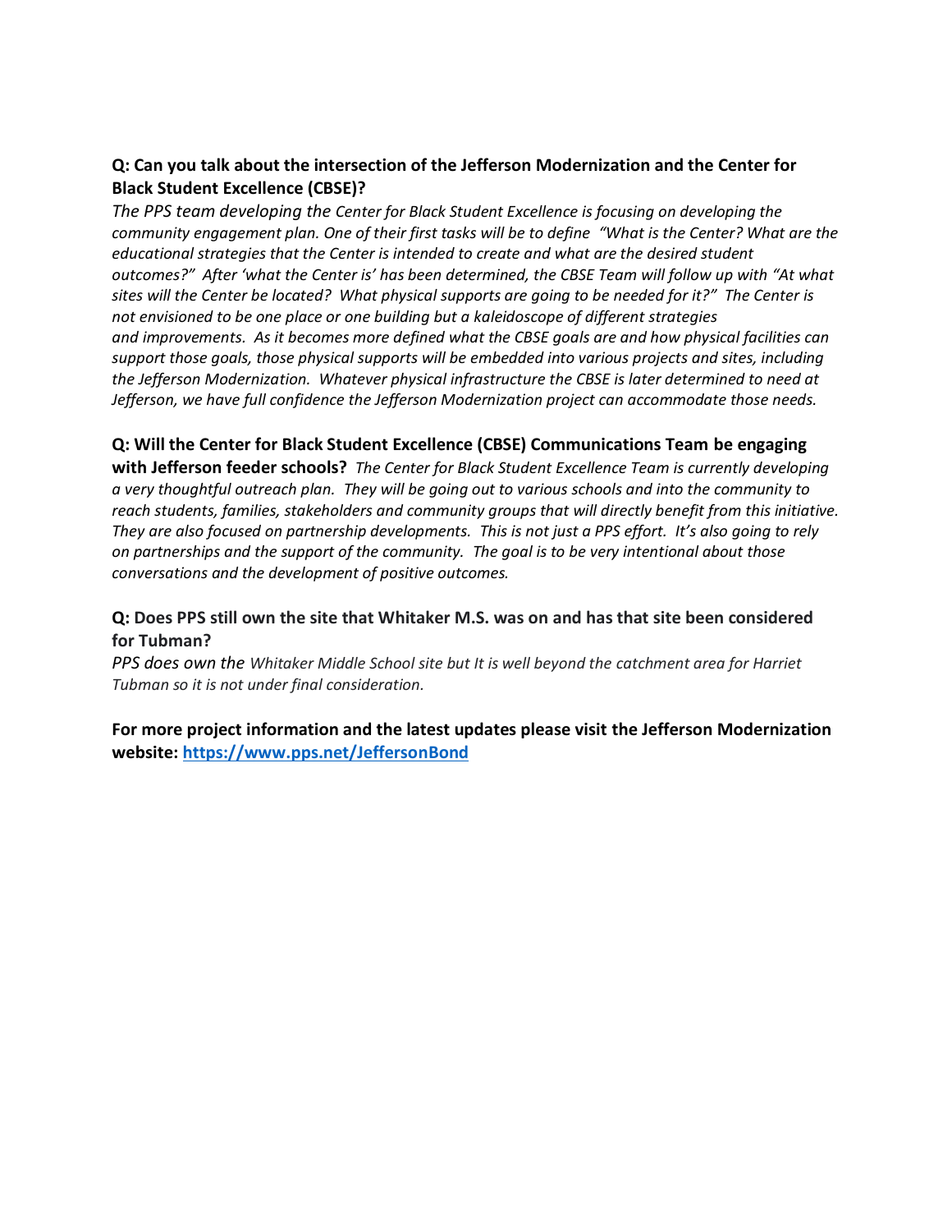**Q: Can you talk about the intersection of the Jefferson Modernization and the Center for Black Student Excellence (CBSE)?**

*The PPS team developing the Center for Black Student Excellence is focusing on developing the community engagement plan. One of their first tasks will be to define "What is the Center? What are the educational strategies that the Center is intended to create and what are the desired student outcomes?" After 'what the Center is' has been determined, the CBSE Team will follow up with "At what sites will the Center be located? What physical supports are going to be needed for it?" The Center is not envisioned to be one place or one building but a kaleidoscope of different strategies and improvements. As it becomes more defined what the CBSE goals are and how physical facilities can support those goals, those physical supports will be embedded into various projects and sites, including the Jefferson Modernization. Whatever physical infrastructure the CBSE is later determined to need at Jefferson, we have full confidence the Jefferson Modernization project can accommodate those needs.*

**Q: Will the Center for Black Student Excellence (CBSE) Communications Team be engaging with Jefferson feeder schools?** *The Center for Black Student Excellence Team is currently developing a very thoughtful outreach plan. They will be going out to various schools and into the community to reach students, families, stakeholders and community groups that will directly benefit from this initiative. They are also focused on partnership developments. This is not just a PPS effort. It's also going to rely on partnerships and the support of the community. The goal is to be very intentional about those conversations and the development of positive outcomes.*

**Q: Does PPS still own the site that Whitaker M.S. was on and has that site been considered for Tubman?**

*PPS does own the Whitaker Middle School site but It is well beyond the catchment area for Harriet Tubman so it is not under final consideration.*

**For more project information and the latest updates please visit the Jefferson Modernization website: [https://www.pps.net/JeffersonBond](https://www.pps.net/JeffersonBond)**